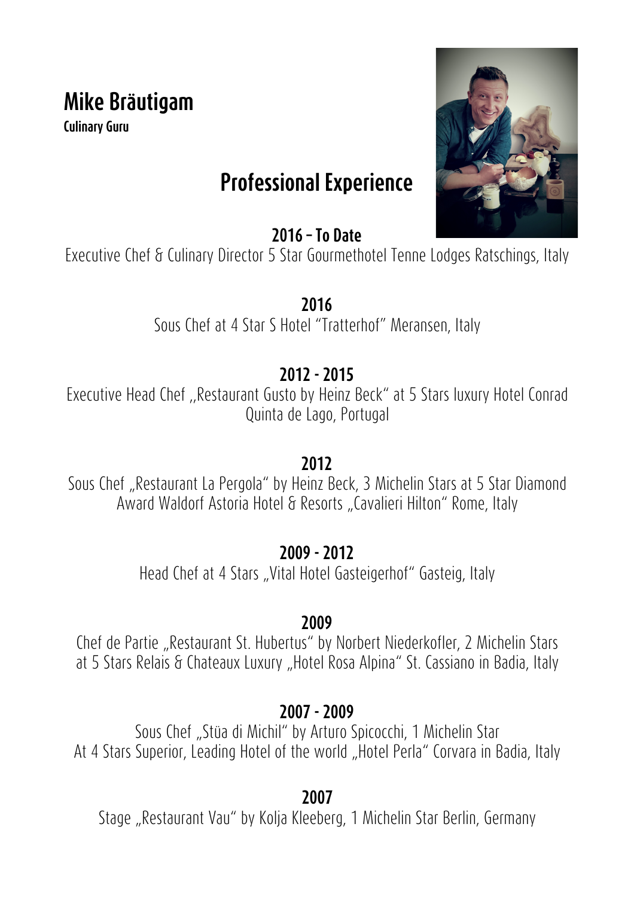# Mike Bräutigam

**Culinary Guru**

## Professional Experience

### 2016 – To Date

Executive Chef & Culinary Director 5 Star Gourmethotel Tenne Lodges Ratschings, Italy

### 2016

Sous Chef at 4 Star S Hotel "Tratterhof" Meransen, Italy

### 2012 - 2015

Executive Head Chef „Restaurant Gusto by Heinz Beck" at 5 Stars luxury Hotel Conrad Quinta de Lago, Portugal

### 2012

Sous Chef „Restaurant La Pergola" by Heinz Beck, 3 Michelin Stars at 5 Star Diamond Award Waldorf Astoria Hotel & Resorts „Cavalieri Hilton" Rome, Italy

### 2009 - 2012

Head Chef at 4 Stars „Vital Hotel Gasteigerhof" Gasteig, Italy

### 2009

Chef de Partie „Restaurant St. Hubertus" by Norbert Niederkofler, 2 Michelin Stars at 5 Stars Relais & Chateaux Luxury „Hotel Rosa Alpina" St. Cassiano in Badia, Italy

### 2007 - 2009

Sous Chef „Stüa di Michil" by Arturo Spicocchi, 1 Michelin Star
At 4 Stars Superior, Leading Hotel of the world „Hotel Perla" Corvara in Badia, Italy

### 2007

Stage „Restaurant Vau" by Kolja Kleeberg, 1 Michelin Star Berlin, Germany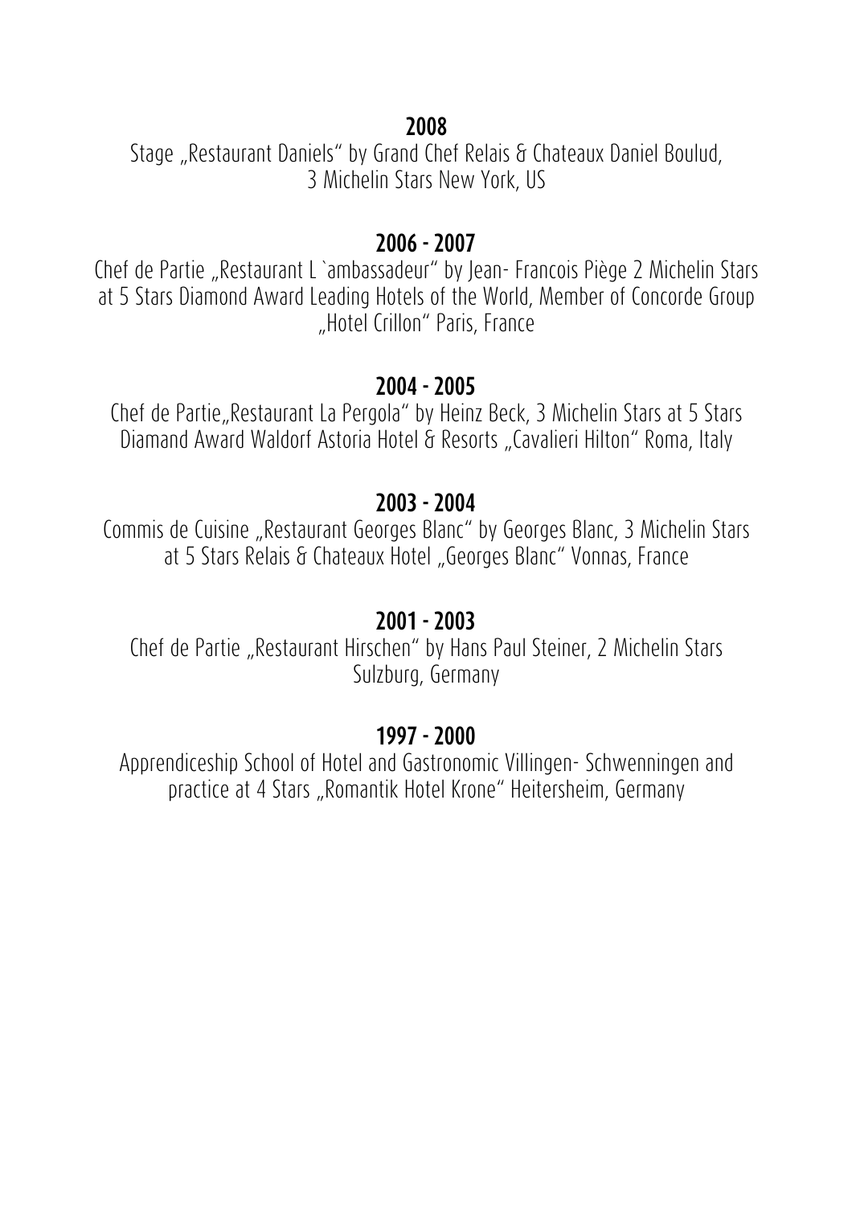**2008**

Stage „Restaurant Daniels" by Grand Chef Relais & Chateaux Daniel Boulud, 3 Michelin Stars New York, US

**2006 - 2007**

Chef de Partie „Restaurant L `ambassadeur" by Jean- Francois Piège 2 Michelin Stars at 5 Stars Diamond Award Leading Hotels of the World, Member of Concorde Group „Hotel Crillon" Paris, France

**2004 - 2005**

Chef de Partie„Restaurant La Pergola" by Heinz Beck, 3 Michelin Stars at 5 Stars Diamand Award Waldorf Astoria Hotel & Resorts „Cavalieri Hilton" Roma, Italy

**2003 - 2004**

Commis de Cuisine „Restaurant Georges Blanc" by Georges Blanc, 3 Michelin Stars at 5 Stars Relais & Chateaux Hotel „Georges Blanc" Vonnas, France

**2001 - 2003**

Chef de Partie „Restaurant Hirschen" by Hans Paul Steiner, 2 Michelin Stars Sulzburg, Germany

**1997 - 2000**

Apprendiceship School of Hotel and Gastronomic Villingen- Schwenningen and practice at 4 Stars „Romantik Hotel Krone" Heitersheim, Germany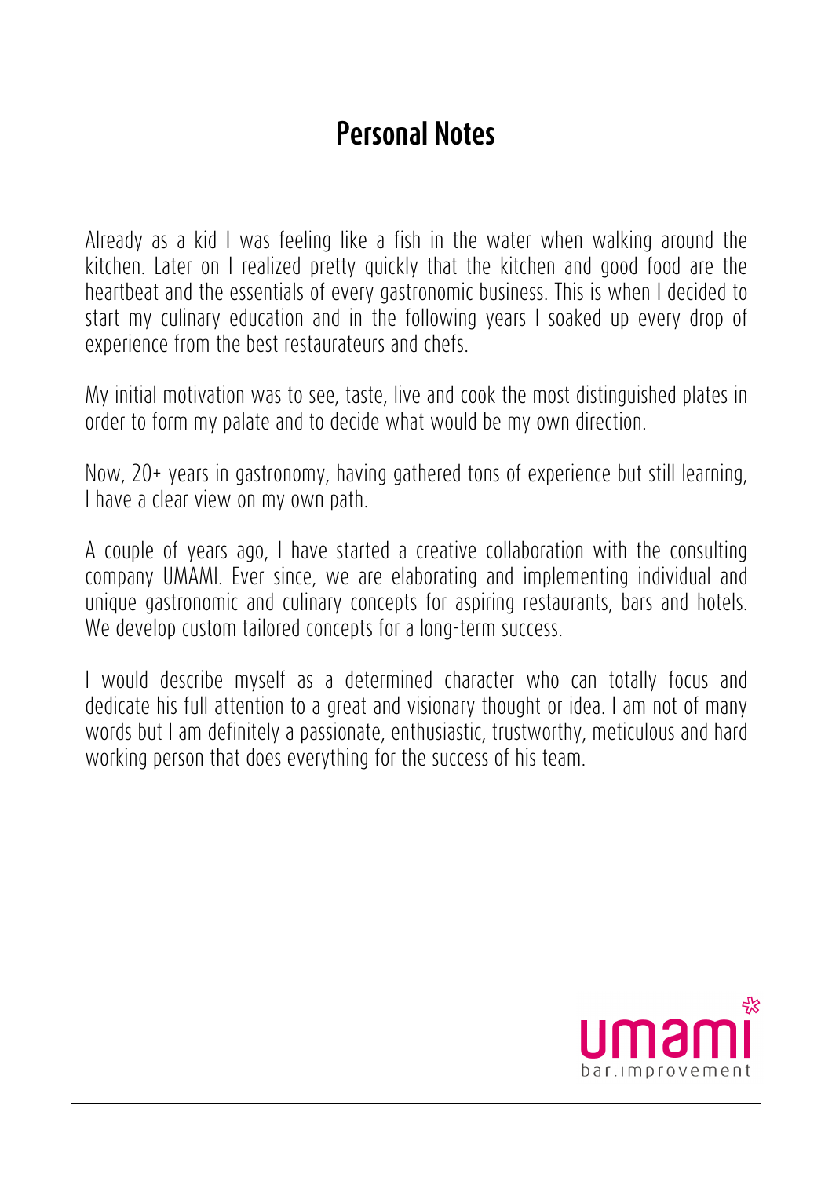# Personal Notes

Already as a kid I was feeling like a fish in the water when walking around the kitchen. Later on I realized pretty quickly that the kitchen and good food are the heartbeat and the essentials of every gastronomic business. This is when I decided to start my culinary education and in the following years I soaked up every drop of experience from the best restaurateurs and chefs.

My initial motivation was to see, taste, live and cook the most distinguished plates in order to form my palate and to decide what would be my own direction.

Now, 20+ years in gastronomy, having gathered tons of experience but still learning, I have a clear view on my own path.

A couple of years ago, I have started a creative collaboration with the consulting company UMAMI. Ever since, we are elaborating and implementing individual and unique gastronomic and culinary concepts for aspiring restaurants, bars and hotels. We develop custom tailored concepts for a long-term success.

I would describe myself as a determined character who can totally focus and dedicate his full attention to a great and visionary thought or idea. I am not of many words but I am definitely a passionate, enthusiastic, trustworthy, meticulous and hard working person that does everything for the success of his team.

umami
bar.improvement